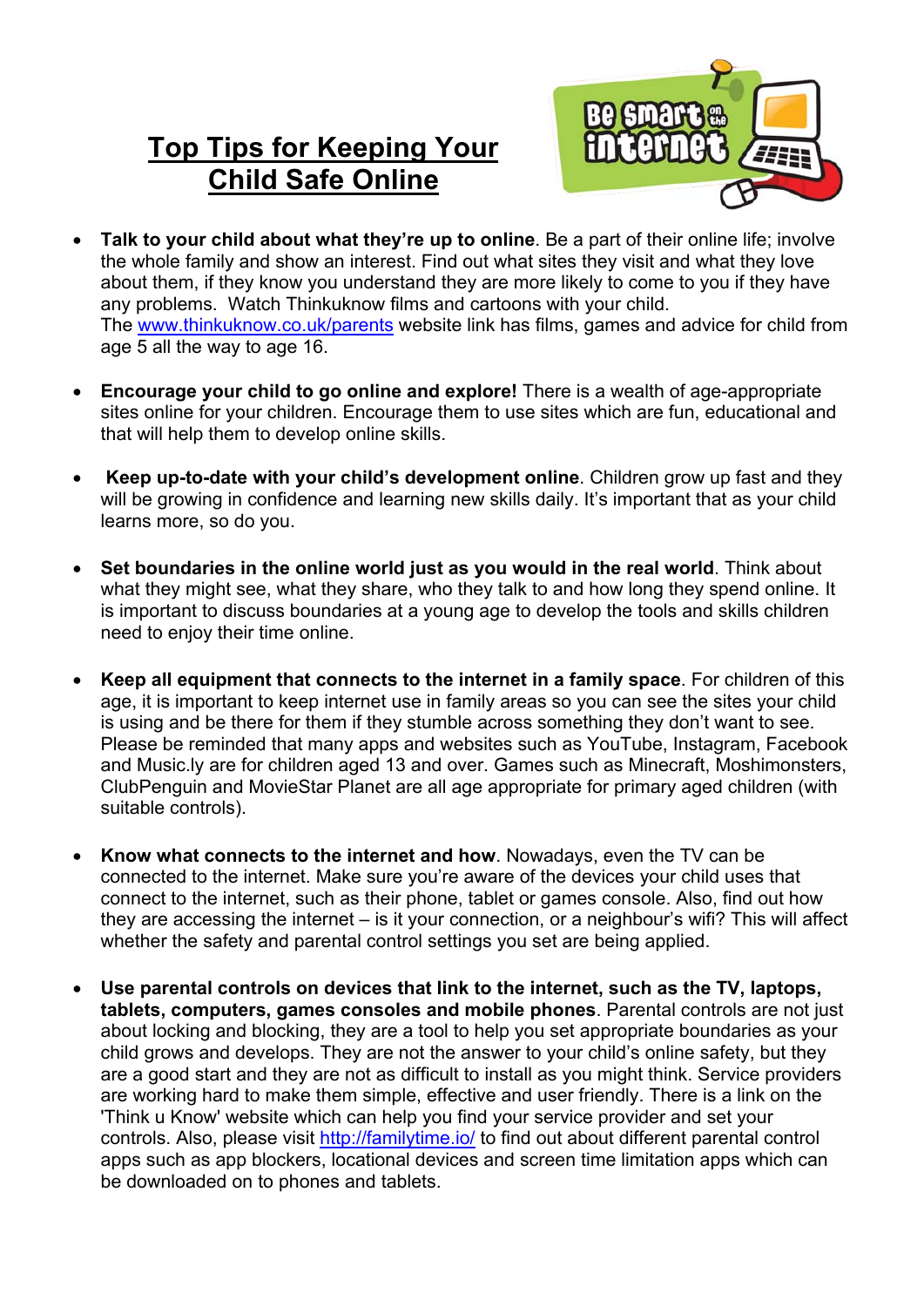# Top Tips for Keeping Your Child Safe Online

- **Talk to your child about what they're up to online**. Be a part of their online life; involve the whole family and show an interest. Find out what sites they visit and what they love about them, if they know you understand they are more likely to come to you if they have any problems. Watch Thinkuknow films and cartoons with your child.
  The www.thinkuknow.co.uk/parents website link has films, games and advice for child from age 5 all the way to age 16.

- **Encourage your child to go online and explore!** There is a wealth of age-appropriate sites online for your children. Encourage them to use sites which are fun, educational and that will help them to develop online skills.

- **Keep up-to-date with your child's development online**. Children grow up fast and they will be growing in confidence and learning new skills daily. It's important that as your child learns more, so do you.

- **Set boundaries in the online world just as you would in the real world**. Think about what they might see, what they share, who they talk to and how long they spend online. It is important to discuss boundaries at a young age to develop the tools and skills children need to enjoy their time online.

- **Keep all equipment that connects to the internet in a family space**. For children of this age, it is important to keep internet use in family areas so you can see the sites your child is using and be there for them if they stumble across something they don't want to see. Please be reminded that many apps and websites such as YouTube, Instagram, Facebook and Music.ly are for children aged 13 and over. Games such as Minecraft, Moshimonsters, ClubPenguin and MovieStar Planet are all age appropriate for primary aged children (with suitable controls).

- **Know what connects to the internet and how**. Nowadays, even the TV can be connected to the internet. Make sure you're aware of the devices your child uses that connect to the internet, such as their phone, tablet or games console. Also, find out how they are accessing the internet – is it your connection, or a neighbour's wifi? This will affect whether the safety and parental control settings you set are being applied.

- **Use parental controls on devices that link to the internet, such as the TV, laptops, tablets, computers, games consoles and mobile phones**. Parental controls are not just about locking and blocking, they are a tool to help you set appropriate boundaries as your child grows and develops. They are not the answer to your child's online safety, but they are a good start and they are not as difficult to install as you might think. Service providers are working hard to make them simple, effective and user friendly. There is a link on the 'Think u Know' website which can help you find your service provider and set your controls. Also, please visit http://familytime.io/ to find out about different parental control apps such as app blockers, locational devices and screen time limitation apps which can be downloaded on to phones and tablets.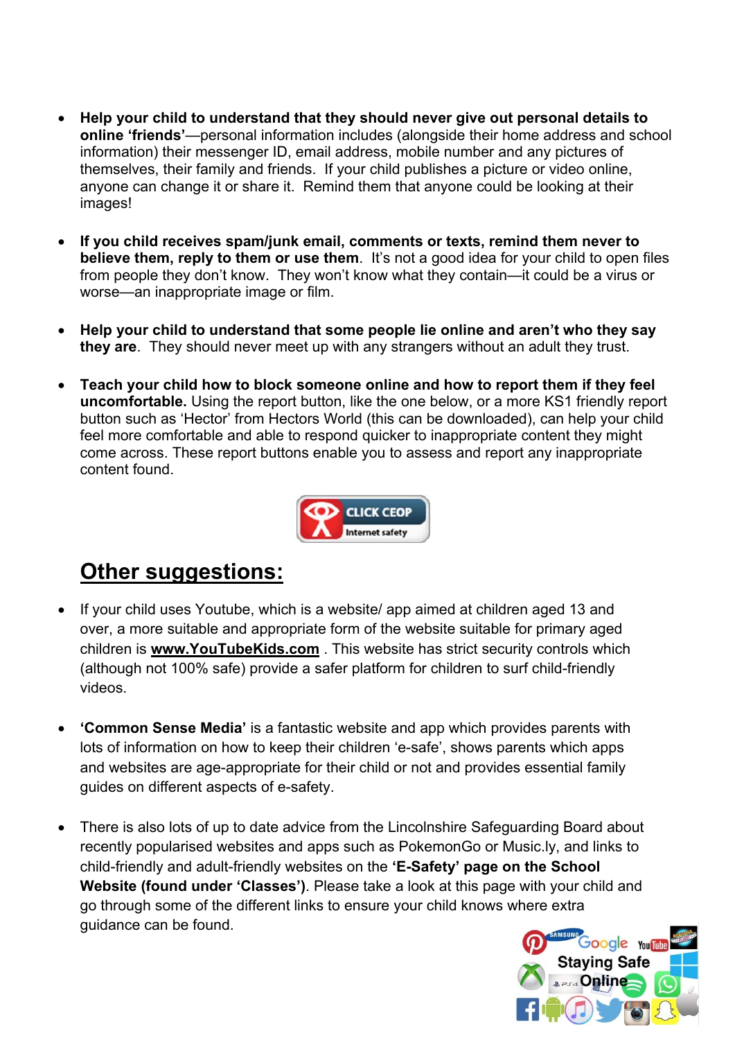- **Help your child to understand that they should never give out personal details to online 'friends'**—personal information includes (alongside their home address and school information) their messenger ID, email address, mobile number and any pictures of themselves, their family and friends. If your child publishes a picture or video online, anyone can change it or share it. Remind them that anyone could be looking at their images!

- **If you child receives spam/junk email, comments or texts, remind them never to believe them, reply to them or use them**. It's not a good idea for your child to open files from people they don't know. They won't know what they contain—it could be a virus or worse—an inappropriate image or film.

- **Help your child to understand that some people lie online and aren't who they say they are**. They should never meet up with any strangers without an adult they trust.

- **Teach your child how to block someone online and how to report them if they feel uncomfortable.** Using the report button, like the one below, or a more KS1 friendly report button such as 'Hector' from Hectors World (this can be downloaded), can help your child feel more comfortable and able to respond quicker to inappropriate content they might come across. These report buttons enable you to assess and report any inappropriate content found.

CLICK CEOP
Internet safety

## Other suggestions:

- If your child uses Youtube, which is a website/ app aimed at children aged 13 and over, a more suitable and appropriate form of the website suitable for primary aged children is **www.YouTubeKids.com** . This website has strict security controls which (although not 100% safe) provide a safer platform for children to surf child-friendly videos.

- **'Common Sense Media'** is a fantastic website and app which provides parents with lots of information on how to keep their children 'e-safe', shows parents which apps and websites are age-appropriate for their child or not and provides essential family guides on different aspects of e-safety.

- There is also lots of up to date advice from the Lincolnshire Safeguarding Board about recently popularised websites and apps such as PokemonGo or Music.ly, and links to child-friendly and adult-friendly websites on the **'E-Safety' page on the School Website (found under 'Classes')**. Please take a look at this page with your child and go through some of the different links to ensure your child knows where extra guidance can be found.

Staying Safe Online